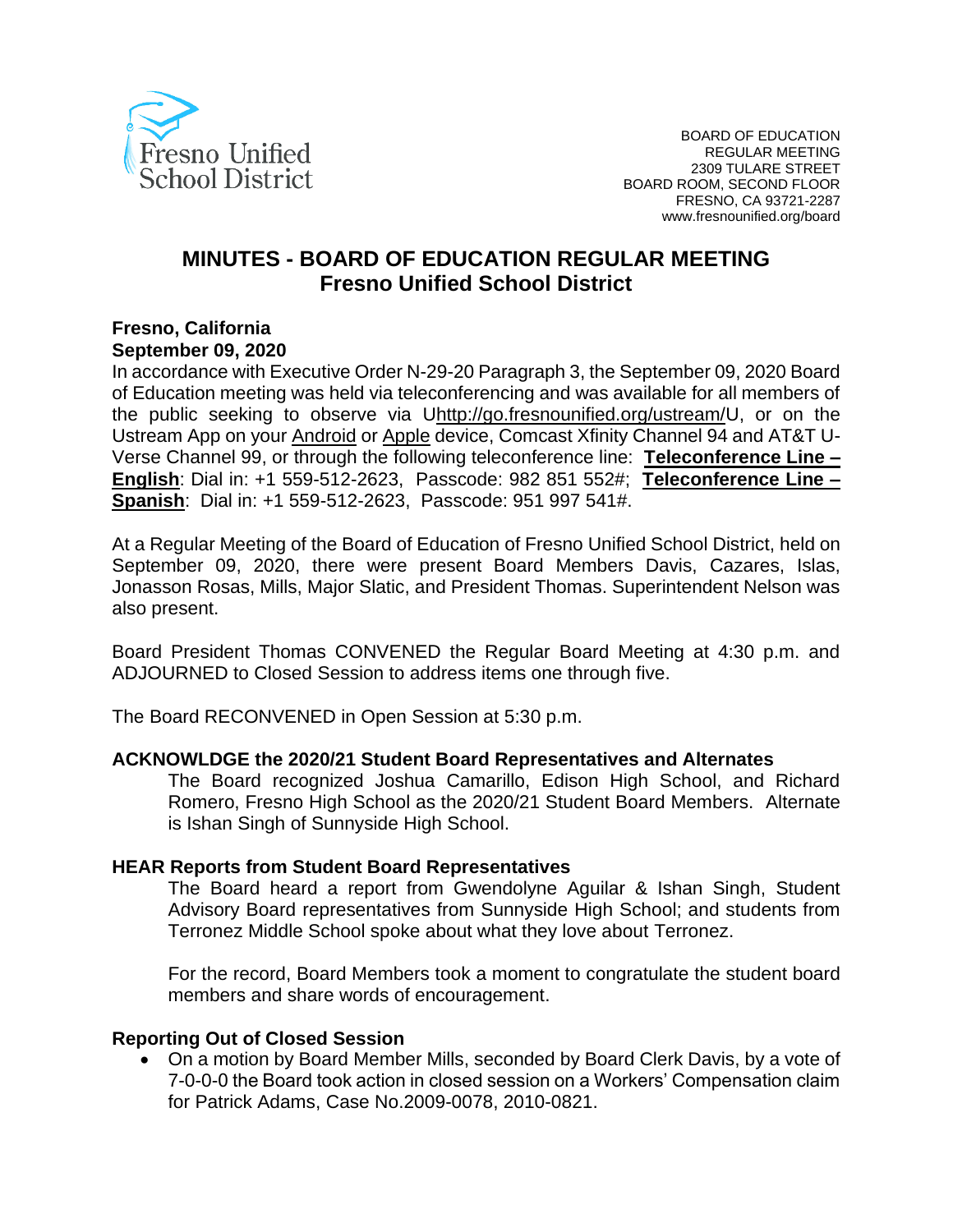Fresno Unified School District

BOARD OF EDUCATION
REGULAR MEETING
2309 TULARE STREET
BOARD ROOM, SECOND FLOOR
FRESNO, CA 93721-2287
www.fresnounified.org/board

# MINUTES - BOARD OF EDUCATION REGULAR MEETING
## Fresno Unified School District

**Fresno, California**
**September 09, 2020**

In accordance with Executive Order N-29-20 Paragraph 3, the September 09, 2020 Board of Education meeting was held via teleconferencing and was available for all members of the public seeking to observe via Uhttp://go.fresnounified.org/ustream/U, or on the Ustream App on your Android or Apple device, Comcast Xfinity Channel 94 and AT&T U-Verse Channel 99, or through the following teleconference line: **Teleconference Line – English**: Dial in: +1 559-512-2623, Passcode: 982 851 552#; **Teleconference Line – Spanish**: Dial in: +1 559-512-2623, Passcode: 951 997 541#.

At a Regular Meeting of the Board of Education of Fresno Unified School District, held on September 09, 2020, there were present Board Members Davis, Cazares, Islas, Jonasson Rosas, Mills, Major Slatic, and President Thomas. Superintendent Nelson was also present.

Board President Thomas CONVENED the Regular Board Meeting at 4:30 p.m. and ADJOURNED to Closed Session to address items one through five.

The Board RECONVENED in Open Session at 5:30 p.m.

**ACKNOWLDGE the 2020/21 Student Board Representatives and Alternates**

The Board recognized Joshua Camarillo, Edison High School, and Richard Romero, Fresno High School as the 2020/21 Student Board Members. Alternate is Ishan Singh of Sunnyside High School.

**HEAR Reports from Student Board Representatives**

The Board heard a report from Gwendolyne Aguilar & Ishan Singh, Student Advisory Board representatives from Sunnyside High School; and students from Terronez Middle School spoke about what they love about Terronez.

For the record, Board Members took a moment to congratulate the student board members and share words of encouragement.

**Reporting Out of Closed Session**

- On a motion by Board Member Mills, seconded by Board Clerk Davis, by a vote of 7-0-0-0 the Board took action in closed session on a Workers' Compensation claim for Patrick Adams, Case No.2009-0078, 2010-0821.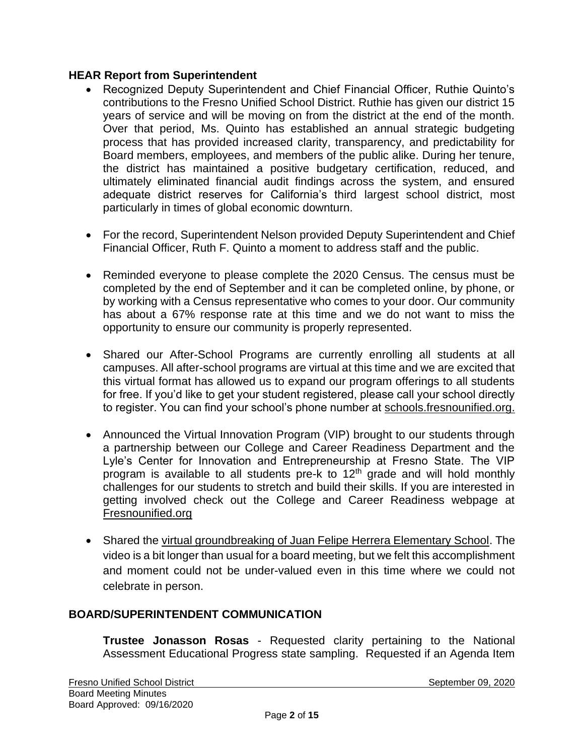## HEAR Report from Superintendent

- Recognized Deputy Superintendent and Chief Financial Officer, Ruthie Quinto's contributions to the Fresno Unified School District. Ruthie has given our district 15 years of service and will be moving on from the district at the end of the month. Over that period, Ms. Quinto has established an annual strategic budgeting process that has provided increased clarity, transparency, and predictability for Board members, employees, and members of the public alike. During her tenure, the district has maintained a positive budgetary certification, reduced, and ultimately eliminated financial audit findings across the system, and ensured adequate district reserves for California's third largest school district, most particularly in times of global economic downturn.

- For the record, Superintendent Nelson provided Deputy Superintendent and Chief Financial Officer, Ruth F. Quinto a moment to address staff and the public.

- Reminded everyone to please complete the 2020 Census. The census must be completed by the end of September and it can be completed online, by phone, or by working with a Census representative who comes to your door. Our community has about a 67% response rate at this time and we do not want to miss the opportunity to ensure our community is properly represented.

- Shared our After-School Programs are currently enrolling all students at all campuses. All after-school programs are virtual at this time and we are excited that this virtual format has allowed us to expand our program offerings to all students for free. If you'd like to get your student registered, please call your school directly to register. You can find your school's phone number at schools.fresnounified.org.

- Announced the Virtual Innovation Program (VIP) brought to our students through a partnership between our College and Career Readiness Department and the Lyle's Center for Innovation and Entrepreneurship at Fresno State. The VIP program is available to all students pre-k to 12th grade and will hold monthly challenges for our students to stretch and build their skills. If you are interested in getting involved check out the College and Career Readiness webpage at Fresnounified.org

- Shared the virtual groundbreaking of Juan Felipe Herrera Elementary School. The video is a bit longer than usual for a board meeting, but we felt this accomplishment and moment could not be under-valued even in this time where we could not celebrate in person.

## BOARD/SUPERINTENDENT COMMUNICATION

**Trustee Jonasson Rosas** - Requested clarity pertaining to the National Assessment Educational Progress state sampling. Requested if an Agenda Item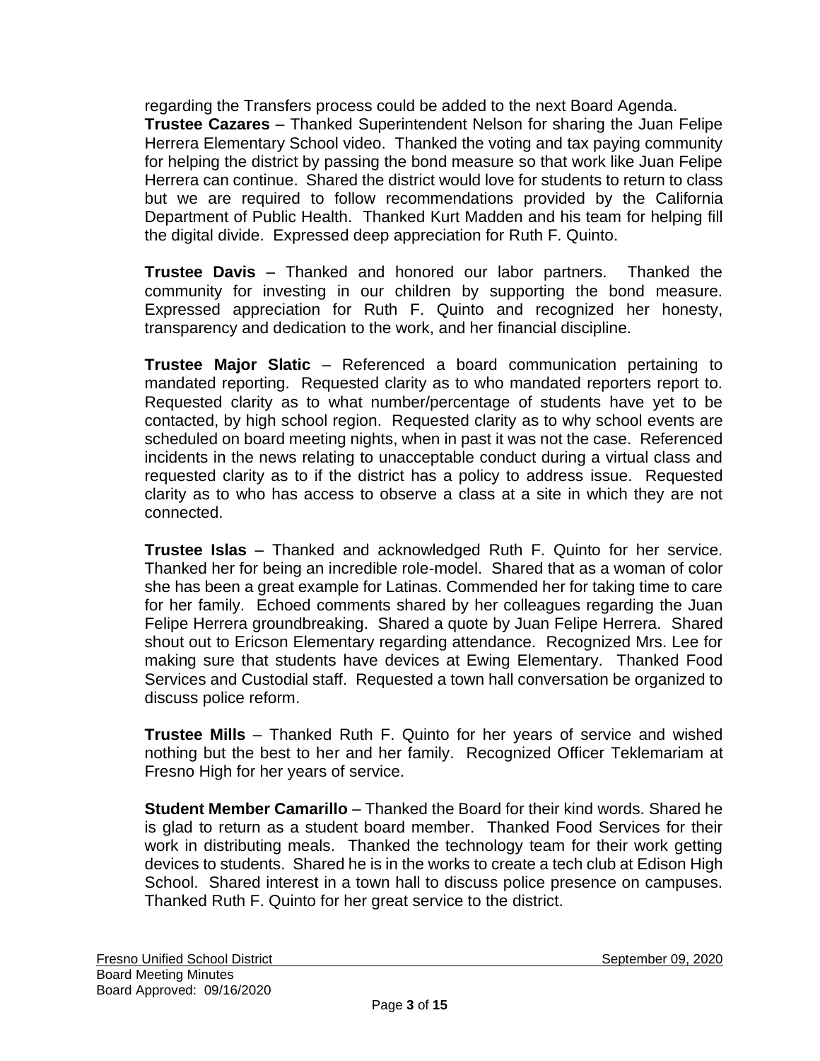regarding the Transfers process could be added to the next Board Agenda.

**Trustee Cazares** – Thanked Superintendent Nelson for sharing the Juan Felipe Herrera Elementary School video. Thanked the voting and tax paying community for helping the district by passing the bond measure so that work like Juan Felipe Herrera can continue. Shared the district would love for students to return to class but we are required to follow recommendations provided by the California Department of Public Health. Thanked Kurt Madden and his team for helping fill the digital divide. Expressed deep appreciation for Ruth F. Quinto.

**Trustee Davis** – Thanked and honored our labor partners. Thanked the community for investing in our children by supporting the bond measure. Expressed appreciation for Ruth F. Quinto and recognized her honesty, transparency and dedication to the work, and her financial discipline.

**Trustee Major Slatic** – Referenced a board communication pertaining to mandated reporting. Requested clarity as to who mandated reporters report to. Requested clarity as to what number/percentage of students have yet to be contacted, by high school region. Requested clarity as to why school events are scheduled on board meeting nights, when in past it was not the case. Referenced incidents in the news relating to unacceptable conduct during a virtual class and requested clarity as to if the district has a policy to address issue. Requested clarity as to who has access to observe a class at a site in which they are not connected.

**Trustee Islas** – Thanked and acknowledged Ruth F. Quinto for her service. Thanked her for being an incredible role-model. Shared that as a woman of color she has been a great example for Latinas. Commended her for taking time to care for her family. Echoed comments shared by her colleagues regarding the Juan Felipe Herrera groundbreaking. Shared a quote by Juan Felipe Herrera. Shared shout out to Ericson Elementary regarding attendance. Recognized Mrs. Lee for making sure that students have devices at Ewing Elementary. Thanked Food Services and Custodial staff. Requested a town hall conversation be organized to discuss police reform.

**Trustee Mills** – Thanked Ruth F. Quinto for her years of service and wished nothing but the best to her and her family. Recognized Officer Teklemariam at Fresno High for her years of service.

**Student Member Camarillo** – Thanked the Board for their kind words. Shared he is glad to return as a student board member. Thanked Food Services for their work in distributing meals. Thanked the technology team for their work getting devices to students. Shared he is in the works to create a tech club at Edison High School. Shared interest in a town hall to discuss police presence on campuses. Thanked Ruth F. Quinto for her great service to the district.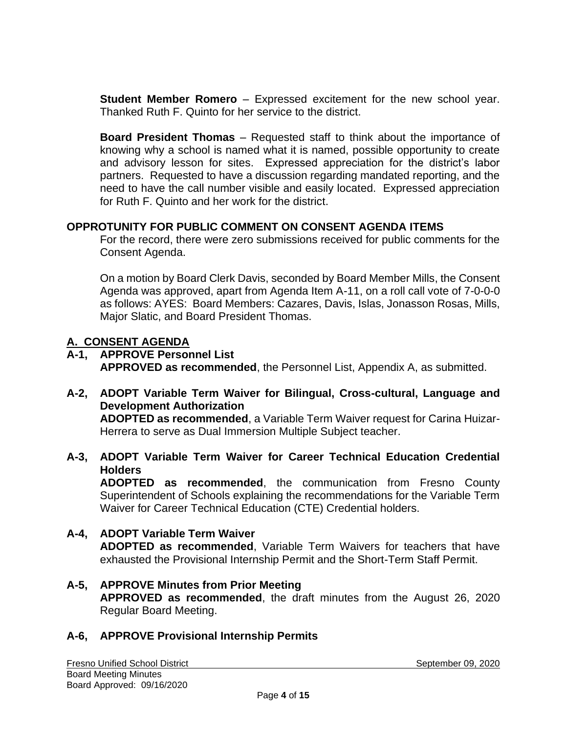**Student Member Romero** – Expressed excitement for the new school year. Thanked Ruth F. Quinto for her service to the district.

**Board President Thomas** – Requested staff to think about the importance of knowing why a school is named what it is named, possible opportunity to create and advisory lesson for sites. Expressed appreciation for the district's labor partners. Requested to have a discussion regarding mandated reporting, and the need to have the call number visible and easily located. Expressed appreciation for Ruth F. Quinto and her work for the district.

## OPPROTUNITY FOR PUBLIC COMMENT ON CONSENT AGENDA ITEMS

For the record, there were zero submissions received for public comments for the Consent Agenda.

On a motion by Board Clerk Davis, seconded by Board Member Mills, the Consent Agenda was approved, apart from Agenda Item A-11, on a roll call vote of 7-0-0-0 as follows: AYES: Board Members: Cazares, Davis, Islas, Jonasson Rosas, Mills, Major Slatic, and Board President Thomas.

## A. CONSENT AGENDA

**A-1, APPROVE Personnel List**
**APPROVED as recommended**, the Personnel List, Appendix A, as submitted.

**A-2, ADOPT Variable Term Waiver for Bilingual, Cross-cultural, Language and Development Authorization**
**ADOPTED as recommended**, a Variable Term Waiver request for Carina Huizar-Herrera to serve as Dual Immersion Multiple Subject teacher.

**A-3, ADOPT Variable Term Waiver for Career Technical Education Credential Holders**
**ADOPTED as recommended**, the communication from Fresno County Superintendent of Schools explaining the recommendations for the Variable Term Waiver for Career Technical Education (CTE) Credential holders.

**A-4, ADOPT Variable Term Waiver**
**ADOPTED as recommended**, Variable Term Waivers for teachers that have exhausted the Provisional Internship Permit and the Short-Term Staff Permit.

**A-5, APPROVE Minutes from Prior Meeting**
**APPROVED as recommended**, the draft minutes from the August 26, 2020 Regular Board Meeting.

**A-6, APPROVE Provisional Internship Permits**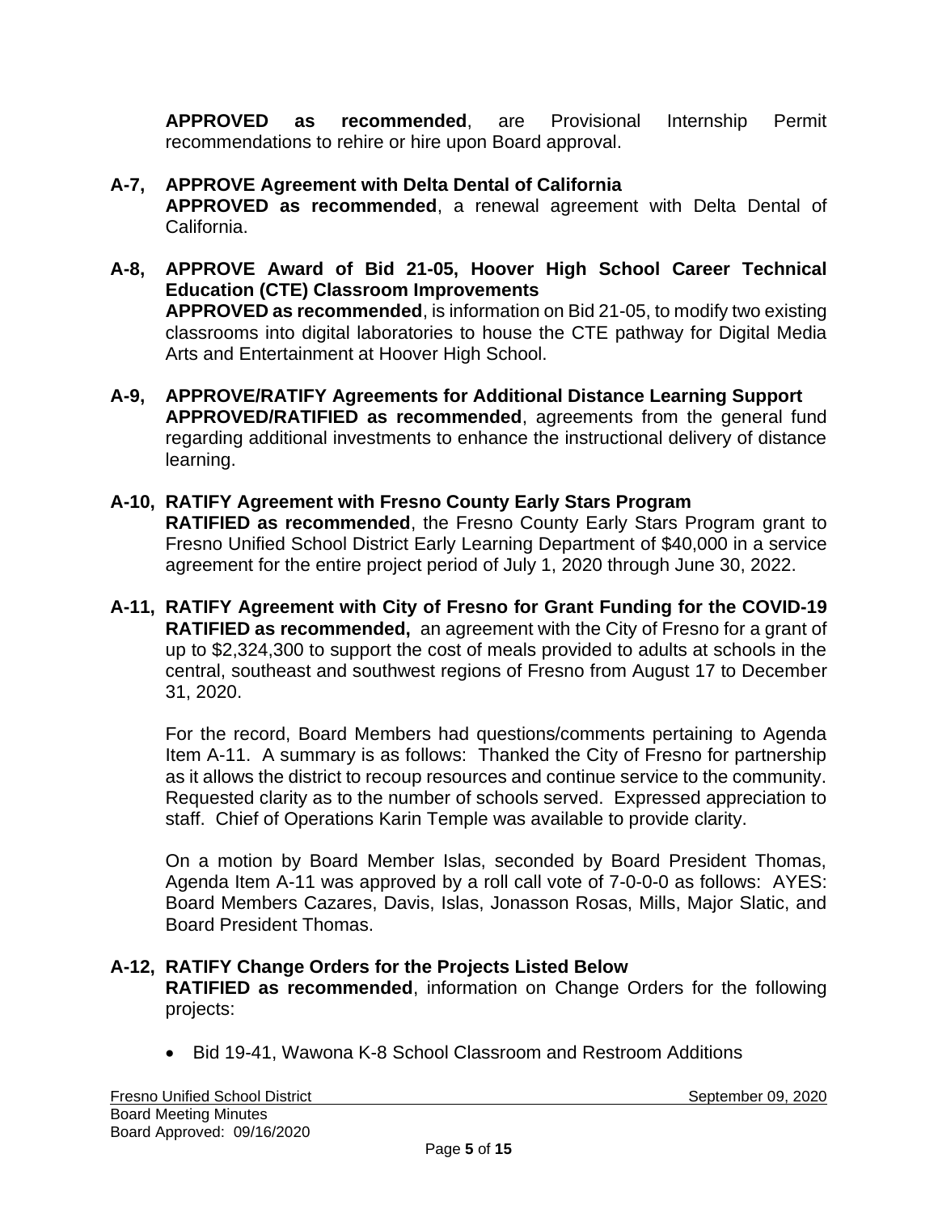**APPROVED as recommended**, are Provisional Internship Permit recommendations to rehire or hire upon Board approval.

**A-7, APPROVE Agreement with Delta Dental of California**
**APPROVED as recommended**, a renewal agreement with Delta Dental of California.

**A-8, APPROVE Award of Bid 21-05, Hoover High School Career Technical Education (CTE) Classroom Improvements**
**APPROVED as recommended**, is information on Bid 21-05, to modify two existing classrooms into digital laboratories to house the CTE pathway for Digital Media Arts and Entertainment at Hoover High School.

**A-9, APPROVE/RATIFY Agreements for Additional Distance Learning Support**
**APPROVED/RATIFIED as recommended**, agreements from the general fund regarding additional investments to enhance the instructional delivery of distance learning.

**A-10, RATIFY Agreement with Fresno County Early Stars Program**
**RATIFIED as recommended**, the Fresno County Early Stars Program grant to Fresno Unified School District Early Learning Department of $40,000 in a service agreement for the entire project period of July 1, 2020 through June 30, 2022.

**A-11, RATIFY Agreement with City of Fresno for Grant Funding for the COVID-19**
**RATIFIED as recommended,** an agreement with the City of Fresno for a grant of up to $2,324,300 to support the cost of meals provided to adults at schools in the central, southeast and southwest regions of Fresno from August 17 to December 31, 2020.

For the record, Board Members had questions/comments pertaining to Agenda Item A-11. A summary is as follows: Thanked the City of Fresno for partnership as it allows the district to recoup resources and continue service to the community. Requested clarity as to the number of schools served. Expressed appreciation to staff. Chief of Operations Karin Temple was available to provide clarity.

On a motion by Board Member Islas, seconded by Board President Thomas, Agenda Item A-11 was approved by a roll call vote of 7-0-0-0 as follows: AYES: Board Members Cazares, Davis, Islas, Jonasson Rosas, Mills, Major Slatic, and Board President Thomas.

**A-12, RATIFY Change Orders for the Projects Listed Below**
**RATIFIED as recommended**, information on Change Orders for the following projects:

- Bid 19-41, Wawona K-8 School Classroom and Restroom Additions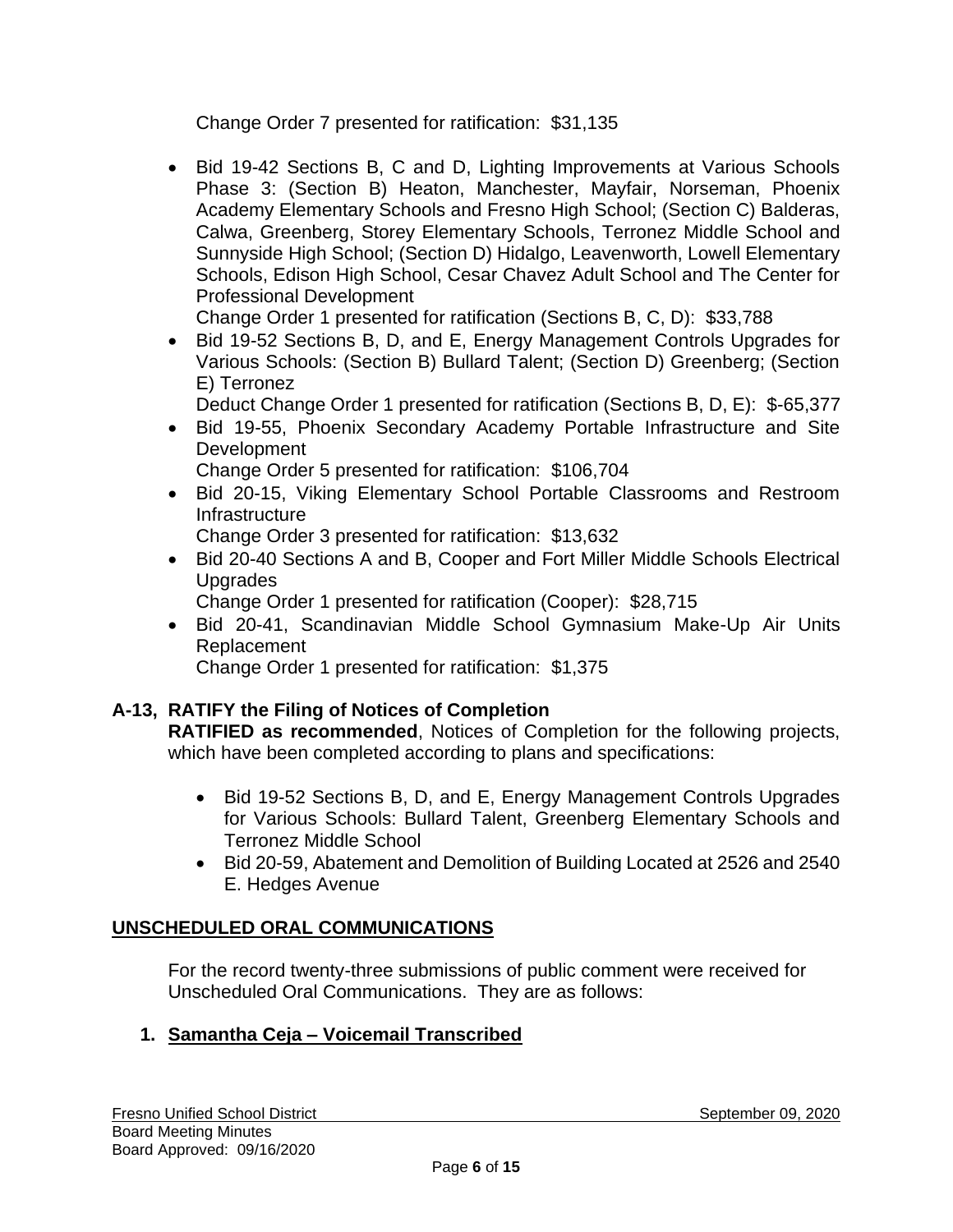Change Order 7 presented for ratification: $31,135

- Bid 19-42 Sections B, C and D, Lighting Improvements at Various Schools Phase 3: (Section B) Heaton, Manchester, Mayfair, Norseman, Phoenix Academy Elementary Schools and Fresno High School; (Section C) Balderas, Calwa, Greenberg, Storey Elementary Schools, Terronez Middle School and Sunnyside High School; (Section D) Hidalgo, Leavenworth, Lowell Elementary Schools, Edison High School, Cesar Chavez Adult School and The Center for Professional Development
  Change Order 1 presented for ratification (Sections B, C, D): $33,788
- Bid 19-52 Sections B, D, and E, Energy Management Controls Upgrades for Various Schools: (Section B) Bullard Talent; (Section D) Greenberg; (Section E) Terronez
  Deduct Change Order 1 presented for ratification (Sections B, D, E): $-65,377
- Bid 19-55, Phoenix Secondary Academy Portable Infrastructure and Site Development
  Change Order 5 presented for ratification: $106,704
- Bid 20-15, Viking Elementary School Portable Classrooms and Restroom Infrastructure
  Change Order 3 presented for ratification: $13,632
- Bid 20-40 Sections A and B, Cooper and Fort Miller Middle Schools Electrical Upgrades
  Change Order 1 presented for ratification (Cooper): $28,715
- Bid 20-41, Scandinavian Middle School Gymnasium Make-Up Air Units Replacement
  Change Order 1 presented for ratification: $1,375

**A-13, RATIFY the Filing of Notices of Completion**
**RATIFIED as recommended**, Notices of Completion for the following projects, which have been completed according to plans and specifications:

- Bid 19-52 Sections B, D, and E, Energy Management Controls Upgrades for Various Schools: Bullard Talent, Greenberg Elementary Schools and Terronez Middle School
- Bid 20-59, Abatement and Demolition of Building Located at 2526 and 2540 E. Hedges Avenue

## UNSCHEDULED ORAL COMMUNICATIONS

For the record twenty-three submissions of public comment were received for Unscheduled Oral Communications. They are as follows:

**1. Samantha Ceja – Voicemail Transcribed**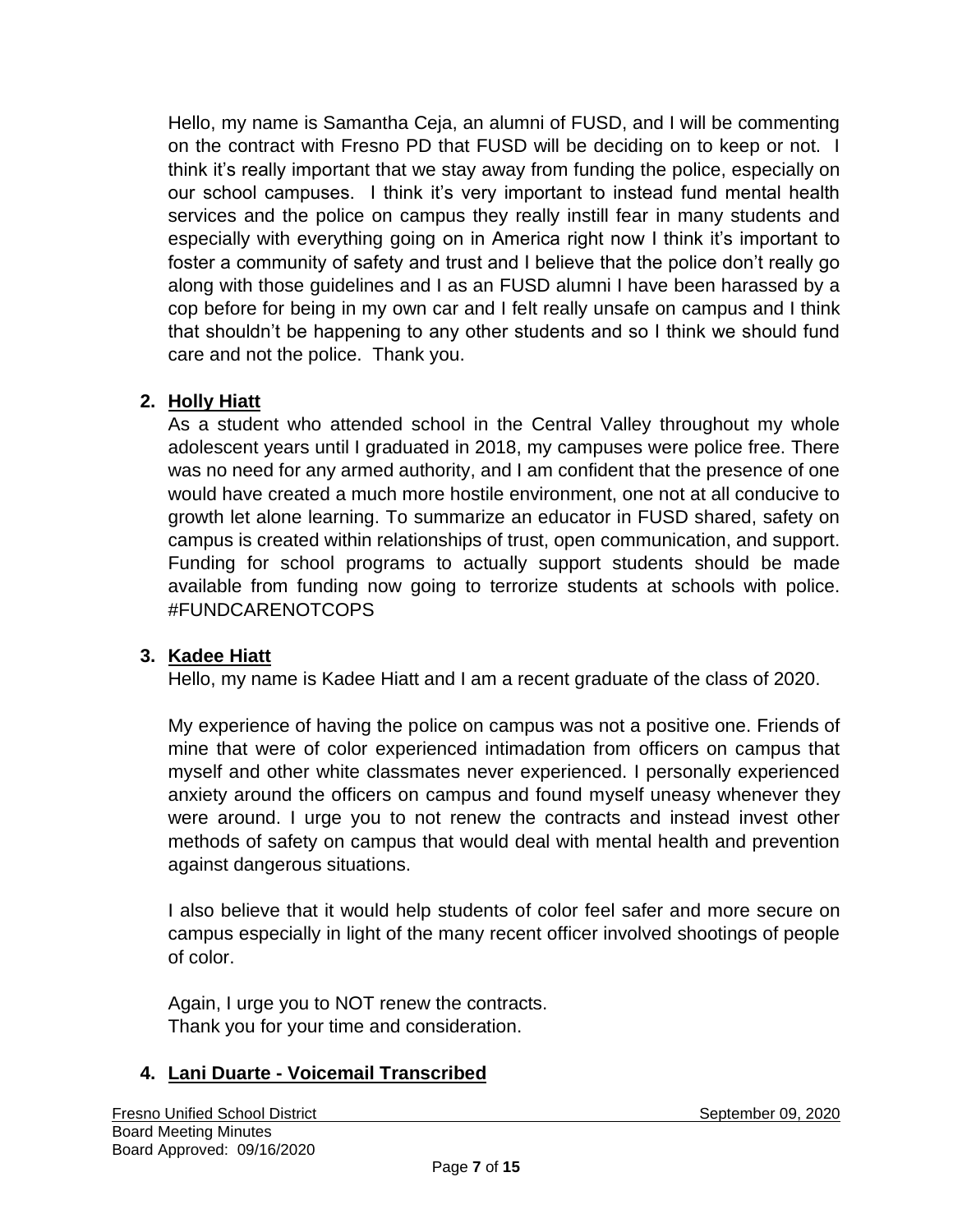Hello, my name is Samantha Ceja, an alumni of FUSD, and I will be commenting on the contract with Fresno PD that FUSD will be deciding on to keep or not. I think it's really important that we stay away from funding the police, especially on our school campuses. I think it's very important to instead fund mental health services and the police on campus they really instill fear in many students and especially with everything going on in America right now I think it's important to foster a community of safety and trust and I believe that the police don't really go along with those guidelines and I as an FUSD alumni I have been harassed by a cop before for being in my own car and I felt really unsafe on campus and I think that shouldn't be happening to any other students and so I think we should fund care and not the police. Thank you.

2. **Holly Hiatt**

   As a student who attended school in the Central Valley throughout my whole adolescent years until I graduated in 2018, my campuses were police free. There was no need for any armed authority, and I am confident that the presence of one would have created a much more hostile environment, one not at all conducive to growth let alone learning. To summarize an educator in FUSD shared, safety on campus is created within relationships of trust, open communication, and support. Funding for school programs to actually support students should be made available from funding now going to terrorize students at schools with police. #FUNDCARENOTCOPS

3. **Kadee Hiatt**

   Hello, my name is Kadee Hiatt and I am a recent graduate of the class of 2020.

   My experience of having the police on campus was not a positive one. Friends of mine that were of color experienced intimadation from officers on campus that myself and other white classmates never experienced. I personally experienced anxiety around the officers on campus and found myself uneasy whenever they were around. I urge you to not renew the contracts and instead invest other methods of safety on campus that would deal with mental health and prevention against dangerous situations.

   I also believe that it would help students of color feel safer and more secure on campus especially in light of the many recent officer involved shootings of people of color.

   Again, I urge you to NOT renew the contracts.
   Thank you for your time and consideration.

4. **Lani Duarte - Voicemail Transcribed**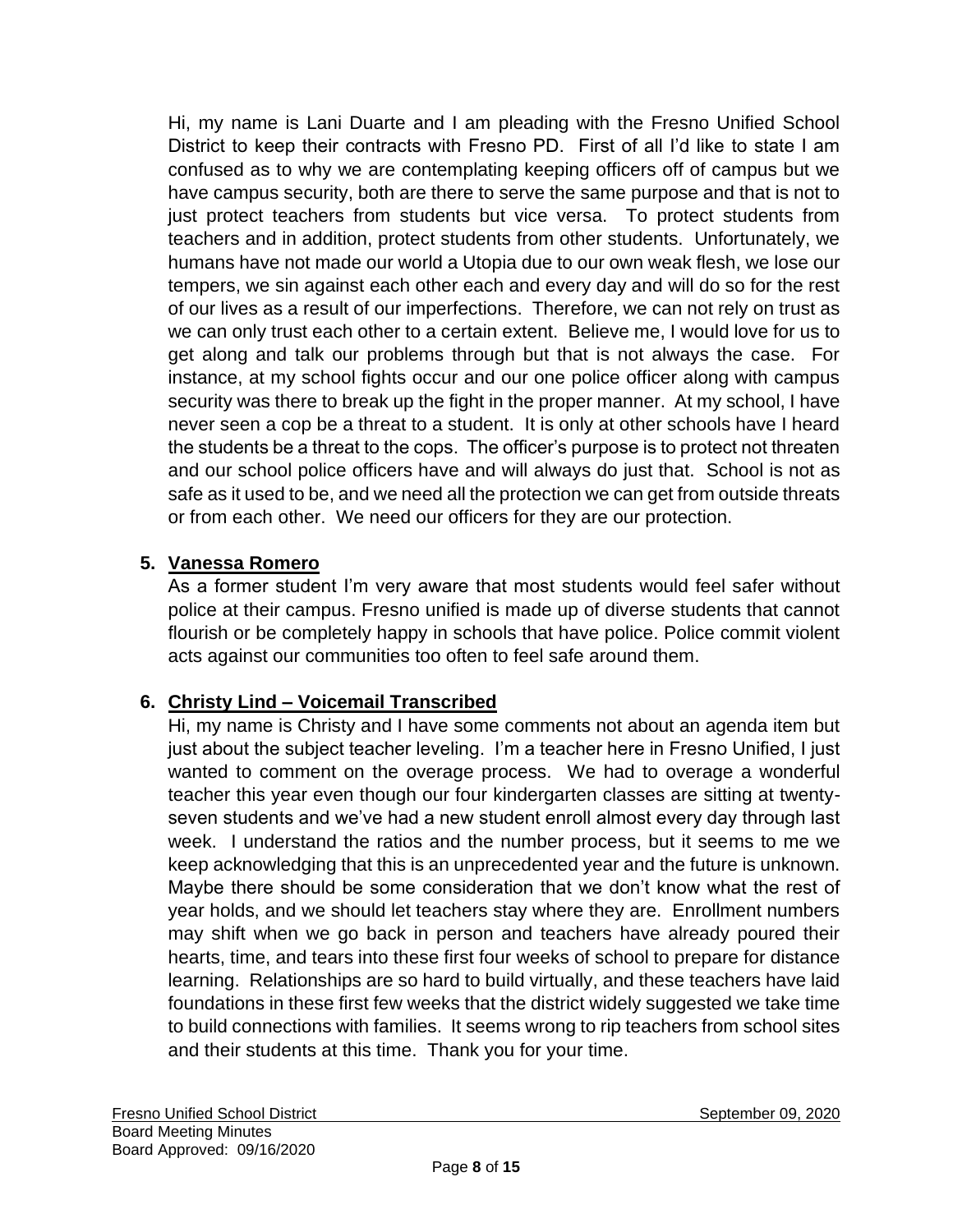Hi, my name is Lani Duarte and I am pleading with the Fresno Unified School District to keep their contracts with Fresno PD. First of all I'd like to state I am confused as to why we are contemplating keeping officers off of campus but we have campus security, both are there to serve the same purpose and that is not to just protect teachers from students but vice versa. To protect students from teachers and in addition, protect students from other students. Unfortunately, we humans have not made our world a Utopia due to our own weak flesh, we lose our tempers, we sin against each other each and every day and will do so for the rest of our lives as a result of our imperfections. Therefore, we can not rely on trust as we can only trust each other to a certain extent. Believe me, I would love for us to get along and talk our problems through but that is not always the case. For instance, at my school fights occur and our one police officer along with campus security was there to break up the fight in the proper manner. At my school, I have never seen a cop be a threat to a student. It is only at other schools have I heard the students be a threat to the cops. The officer's purpose is to protect not threaten and our school police officers have and will always do just that. School is not as safe as it used to be, and we need all the protection we can get from outside threats or from each other. We need our officers for they are our protection.

5. **<u>Vanessa Romero</u>**

   As a former student I'm very aware that most students would feel safer without police at their campus. Fresno unified is made up of diverse students that cannot flourish or be completely happy in schools that have police. Police commit violent acts against our communities too often to feel safe around them.

6. **<u>Christy Lind – Voicemail Transcribed</u>**

   Hi, my name is Christy and I have some comments not about an agenda item but just about the subject teacher leveling. I'm a teacher here in Fresno Unified, I just wanted to comment on the overage process. We had to overage a wonderful teacher this year even though our four kindergarten classes are sitting at twenty-seven students and we've had a new student enroll almost every day through last week. I understand the ratios and the number process, but it seems to me we keep acknowledging that this is an unprecedented year and the future is unknown. Maybe there should be some consideration that we don't know what the rest of year holds, and we should let teachers stay where they are. Enrollment numbers may shift when we go back in person and teachers have already poured their hearts, time, and tears into these first four weeks of school to prepare for distance learning. Relationships are so hard to build virtually, and these teachers have laid foundations in these first few weeks that the district widely suggested we take time to build connections with families. It seems wrong to rip teachers from school sites and their students at this time. Thank you for your time.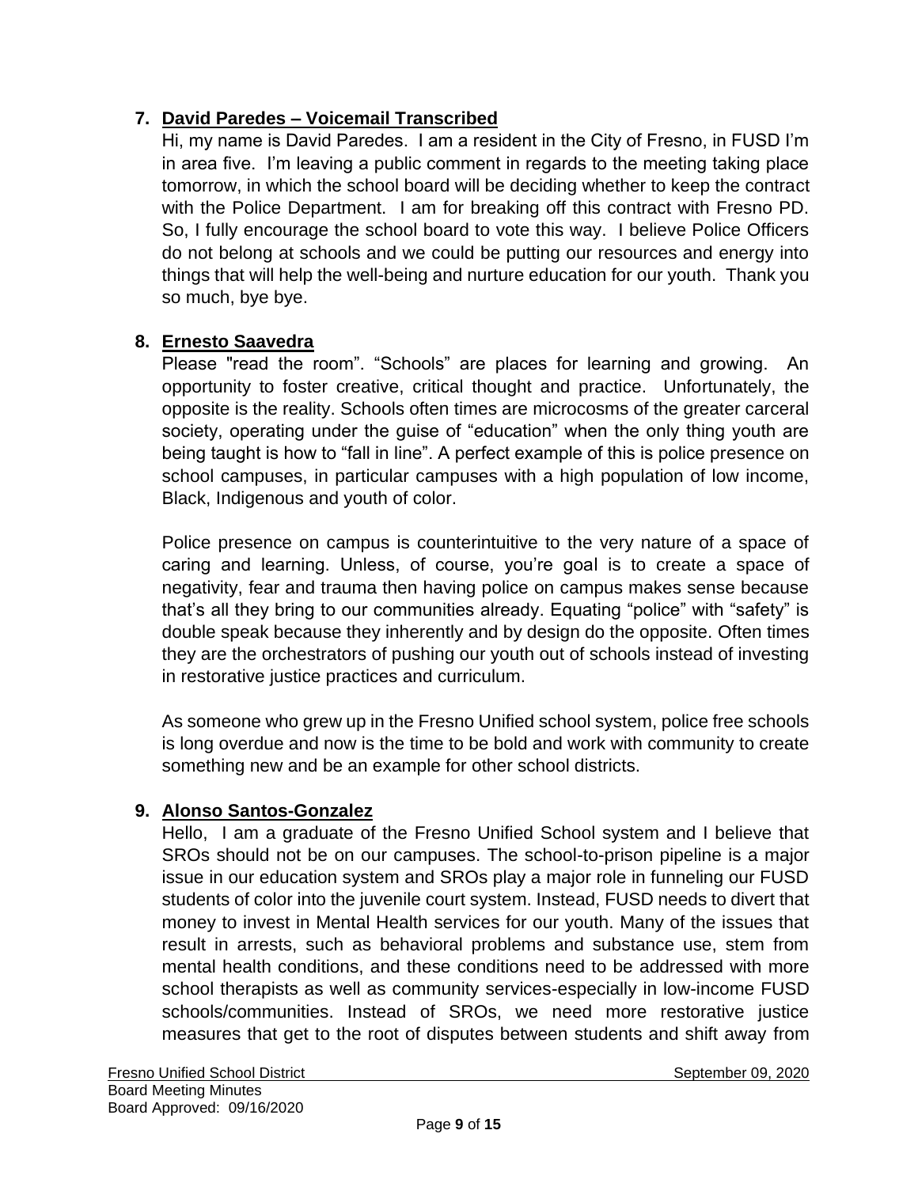7. **David Paredes – Voicemail Transcribed**

Hi, my name is David Paredes. I am a resident in the City of Fresno, in FUSD I'm in area five. I'm leaving a public comment in regards to the meeting taking place tomorrow, in which the school board will be deciding whether to keep the contract with the Police Department. I am for breaking off this contract with Fresno PD. So, I fully encourage the school board to vote this way. I believe Police Officers do not belong at schools and we could be putting our resources and energy into things that will help the well-being and nurture education for our youth. Thank you so much, bye bye.

8. **Ernesto Saavedra**

Please "read the room". "Schools" are places for learning and growing. An opportunity to foster creative, critical thought and practice. Unfortunately, the opposite is the reality. Schools often times are microcosms of the greater carceral society, operating under the guise of "education" when the only thing youth are being taught is how to "fall in line". A perfect example of this is police presence on school campuses, in particular campuses with a high population of low income, Black, Indigenous and youth of color.

Police presence on campus is counterintuitive to the very nature of a space of caring and learning. Unless, of course, you're goal is to create a space of negativity, fear and trauma then having police on campus makes sense because that's all they bring to our communities already. Equating "police" with "safety" is double speak because they inherently and by design do the opposite. Often times they are the orchestrators of pushing our youth out of schools instead of investing in restorative justice practices and curriculum.

As someone who grew up in the Fresno Unified school system, police free schools is long overdue and now is the time to be bold and work with community to create something new and be an example for other school districts.

9. **Alonso Santos-Gonzalez**

Hello, I am a graduate of the Fresno Unified School system and I believe that SROs should not be on our campuses. The school-to-prison pipeline is a major issue in our education system and SROs play a major role in funneling our FUSD students of color into the juvenile court system. Instead, FUSD needs to divert that money to invest in Mental Health services for our youth. Many of the issues that result in arrests, such as behavioral problems and substance use, stem from mental health conditions, and these conditions need to be addressed with more school therapists as well as community services-especially in low-income FUSD schools/communities. Instead of SROs, we need more restorative justice measures that get to the root of disputes between students and shift away from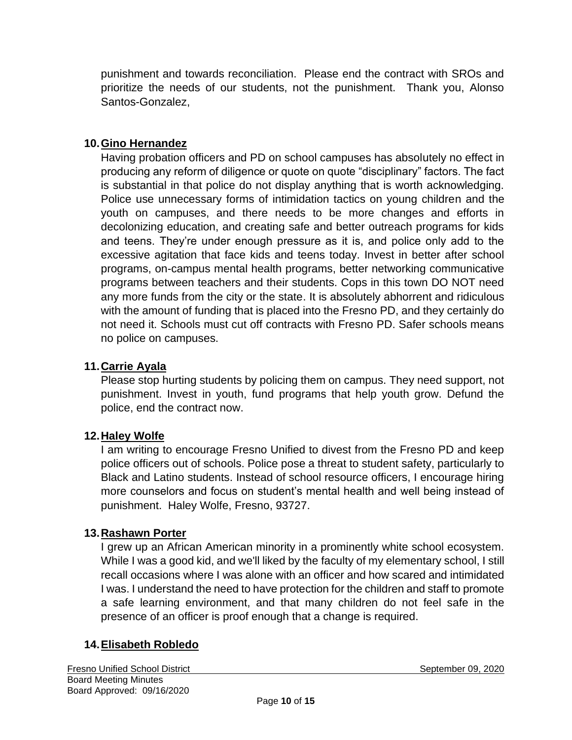punishment and towards reconciliation. Please end the contract with SROs and prioritize the needs of our students, not the punishment. Thank you, Alonso Santos-Gonzalez,

10. **Gino Hernandez**

Having probation officers and PD on school campuses has absolutely no effect in producing any reform of diligence or quote on quote "disciplinary" factors. The fact is substantial in that police do not display anything that is worth acknowledging. Police use unnecessary forms of intimidation tactics on young children and the youth on campuses, and there needs to be more changes and efforts in decolonizing education, and creating safe and better outreach programs for kids and teens. They're under enough pressure as it is, and police only add to the excessive agitation that face kids and teens today. Invest in better after school programs, on-campus mental health programs, better networking communicative programs between teachers and their students. Cops in this town DO NOT need any more funds from the city or the state. It is absolutely abhorrent and ridiculous with the amount of funding that is placed into the Fresno PD, and they certainly do not need it. Schools must cut off contracts with Fresno PD. Safer schools means no police on campuses.

11. **Carrie Ayala**

Please stop hurting students by policing them on campus. They need support, not punishment. Invest in youth, fund programs that help youth grow. Defund the police, end the contract now.

12. **Haley Wolfe**

I am writing to encourage Fresno Unified to divest from the Fresno PD and keep police officers out of schools. Police pose a threat to student safety, particularly to Black and Latino students. Instead of school resource officers, I encourage hiring more counselors and focus on student's mental health and well being instead of punishment. Haley Wolfe, Fresno, 93727.

13. **Rashawn Porter**

I grew up an African American minority in a prominently white school ecosystem. While I was a good kid, and we'll liked by the faculty of my elementary school, I still recall occasions where I was alone with an officer and how scared and intimidated I was. I understand the need to have protection for the children and staff to promote a safe learning environment, and that many children do not feel safe in the presence of an officer is proof enough that a change is required.

14. **Elisabeth Robledo**

Fresno Unified School District September 09, 2020
Board Meeting Minutes
Board Approved: 09/16/2020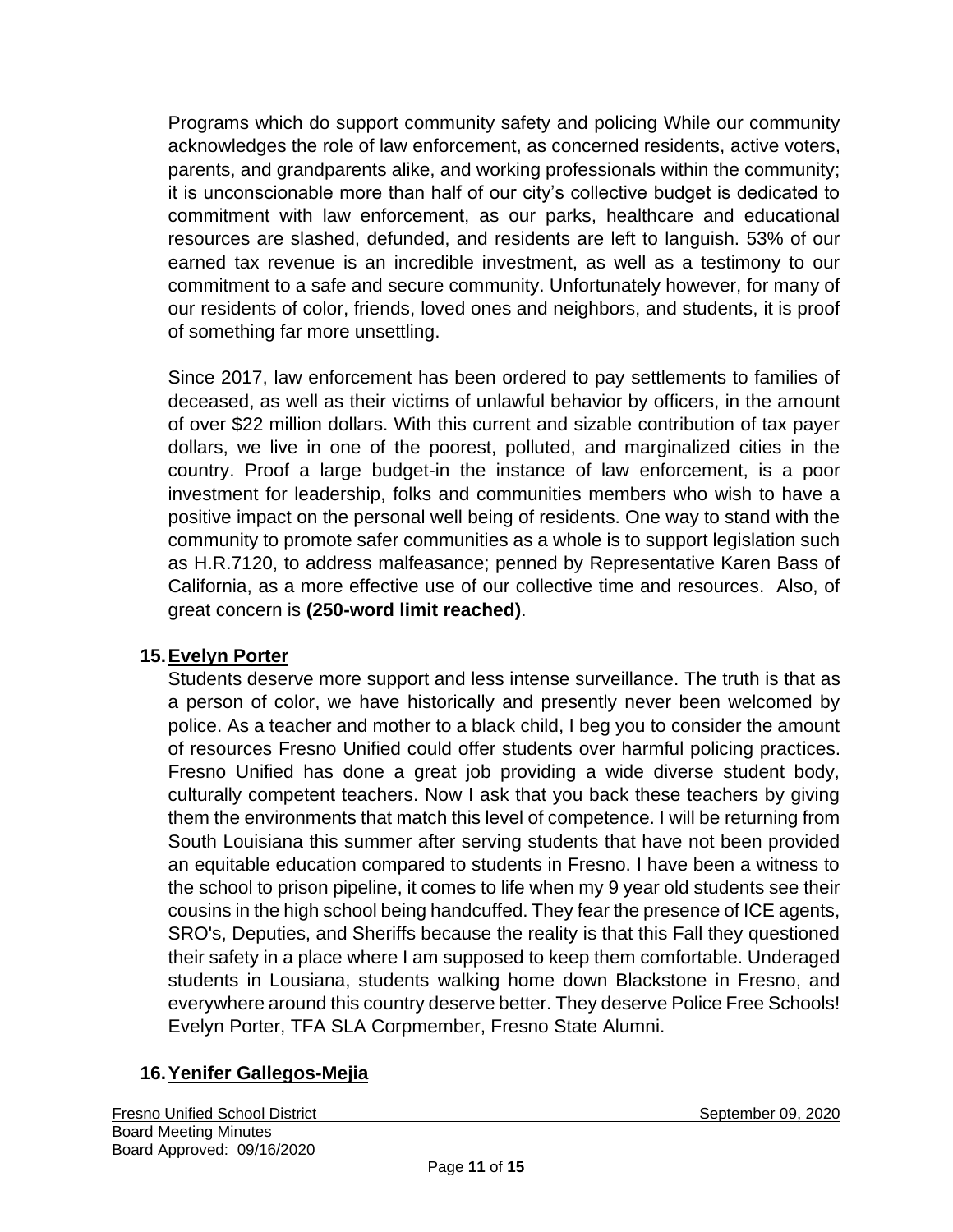Programs which do support community safety and policing While our community acknowledges the role of law enforcement, as concerned residents, active voters, parents, and grandparents alike, and working professionals within the community; it is unconscionable more than half of our city's collective budget is dedicated to commitment with law enforcement, as our parks, healthcare and educational resources are slashed, defunded, and residents are left to languish. 53% of our earned tax revenue is an incredible investment, as well as a testimony to our commitment to a safe and secure community. Unfortunately however, for many of our residents of color, friends, loved ones and neighbors, and students, it is proof of something far more unsettling.

Since 2017, law enforcement has been ordered to pay settlements to families of deceased, as well as their victims of unlawful behavior by officers, in the amount of over $22 million dollars. With this current and sizable contribution of tax payer dollars, we live in one of the poorest, polluted, and marginalized cities in the country. Proof a large budget-in the instance of law enforcement, is a poor investment for leadership, folks and communities members who wish to have a positive impact on the personal well being of residents. One way to stand with the community to promote safer communities as a whole is to support legislation such as H.R.7120, to address malfeasance; penned by Representative Karen Bass of California, as a more effective use of our collective time and resources. Also, of great concern is **(250-word limit reached)**.

15. **Evelyn Porter**

Students deserve more support and less intense surveillance. The truth is that as a person of color, we have historically and presently never been welcomed by police. As a teacher and mother to a black child, I beg you to consider the amount of resources Fresno Unified could offer students over harmful policing practices. Fresno Unified has done a great job providing a wide diverse student body, culturally competent teachers. Now I ask that you back these teachers by giving them the environments that match this level of competence. I will be returning from South Louisiana this summer after serving students that have not been provided an equitable education compared to students in Fresno. I have been a witness to the school to prison pipeline, it comes to life when my 9 year old students see their cousins in the high school being handcuffed. They fear the presence of ICE agents, SRO's, Deputies, and Sheriffs because the reality is that this Fall they questioned their safety in a place where I am supposed to keep them comfortable. Underaged students in Lousiana, students walking home down Blackstone in Fresno, and everywhere around this country deserve better. They deserve Police Free Schools! Evelyn Porter, TFA SLA Corpmember, Fresno State Alumni.

16. **Yenifer Gallegos-Mejia**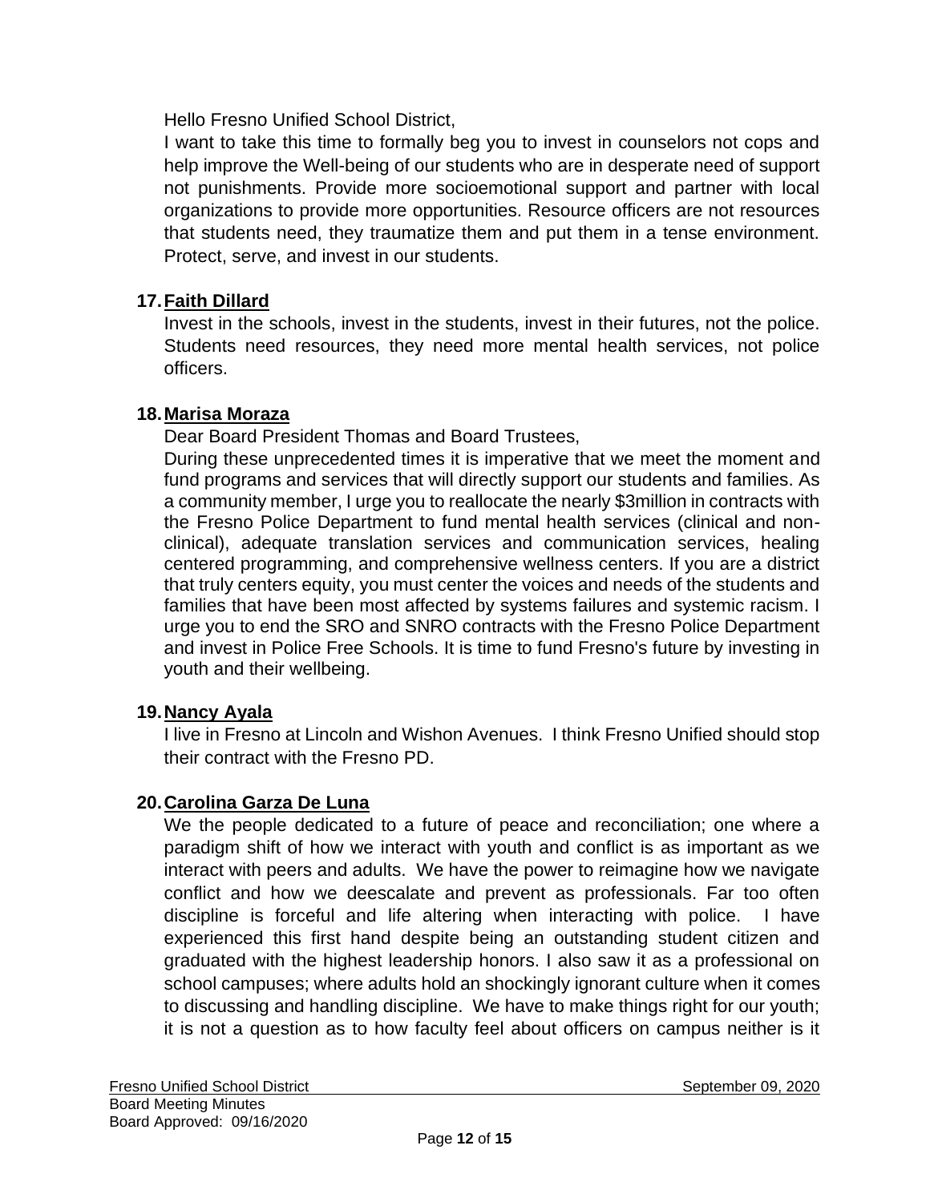Hello Fresno Unified School District,

I want to take this time to formally beg you to invest in counselors not cops and help improve the Well-being of our students who are in desperate need of support not punishments. Provide more socioemotional support and partner with local organizations to provide more opportunities. Resource officers are not resources that students need, they traumatize them and put them in a tense environment. Protect, serve, and invest in our students.

17. **Faith Dillard**

Invest in the schools, invest in the students, invest in their futures, not the police. Students need resources, they need more mental health services, not police officers.

18. **Marisa Moraza**

Dear Board President Thomas and Board Trustees,

During these unprecedented times it is imperative that we meet the moment and fund programs and services that will directly support our students and families. As a community member, I urge you to reallocate the nearly $3million in contracts with the Fresno Police Department to fund mental health services (clinical and non-clinical), adequate translation services and communication services, healing centered programming, and comprehensive wellness centers. If you are a district that truly centers equity, you must center the voices and needs of the students and families that have been most affected by systems failures and systemic racism. I urge you to end the SRO and SNRO contracts with the Fresno Police Department and invest in Police Free Schools. It is time to fund Fresno's future by investing in youth and their wellbeing.

19. **Nancy Ayala**

I live in Fresno at Lincoln and Wishon Avenues. I think Fresno Unified should stop their contract with the Fresno PD.

20. **Carolina Garza De Luna**

We the people dedicated to a future of peace and reconciliation; one where a paradigm shift of how we interact with youth and conflict is as important as we interact with peers and adults. We have the power to reimagine how we navigate conflict and how we deescalate and prevent as professionals. Far too often discipline is forceful and life altering when interacting with police. I have experienced this first hand despite being an outstanding student citizen and graduated with the highest leadership honors. I also saw it as a professional on school campuses; where adults hold an shockingly ignorant culture when it comes to discussing and handling discipline. We have to make things right for our youth; it is not a question as to how faculty feel about officers on campus neither is it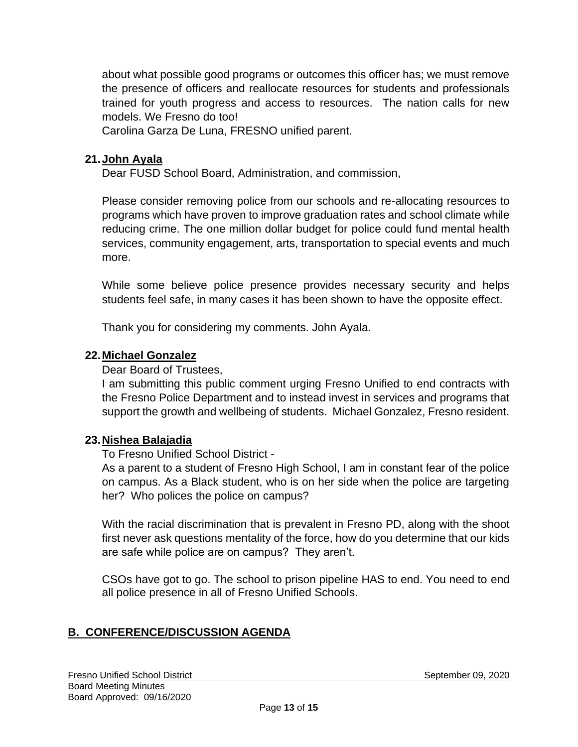about what possible good programs or outcomes this officer has; we must remove the presence of officers and reallocate resources for students and professionals trained for youth progress and access to resources. The nation calls for new models. We Fresno do too!
Carolina Garza De Luna, FRESNO unified parent.

**21. <u>John Ayala</u>**

Dear FUSD School Board, Administration, and commission,

Please consider removing police from our schools and re-allocating resources to programs which have proven to improve graduation rates and school climate while reducing crime. The one million dollar budget for police could fund mental health services, community engagement, arts, transportation to special events and much more.

While some believe police presence provides necessary security and helps students feel safe, in many cases it has been shown to have the opposite effect.

Thank you for considering my comments. John Ayala.

**22. <u>Michael Gonzalez</u>**

Dear Board of Trustees,
I am submitting this public comment urging Fresno Unified to end contracts with the Fresno Police Department and to instead invest in services and programs that support the growth and wellbeing of students. Michael Gonzalez, Fresno resident.

**23. <u>Nishea Balajadia</u>**

To Fresno Unified School District -
As a parent to a student of Fresno High School, I am in constant fear of the police on campus. As a Black student, who is on her side when the police are targeting her? Who polices the police on campus?

With the racial discrimination that is prevalent in Fresno PD, along with the shoot first never ask questions mentality of the force, how do you determine that our kids are safe while police are on campus? They aren't.

CSOs have got to go. The school to prison pipeline HAS to end. You need to end all police presence in all of Fresno Unified Schools.

## <u>B. CONFERENCE/DISCUSSION AGENDA</u>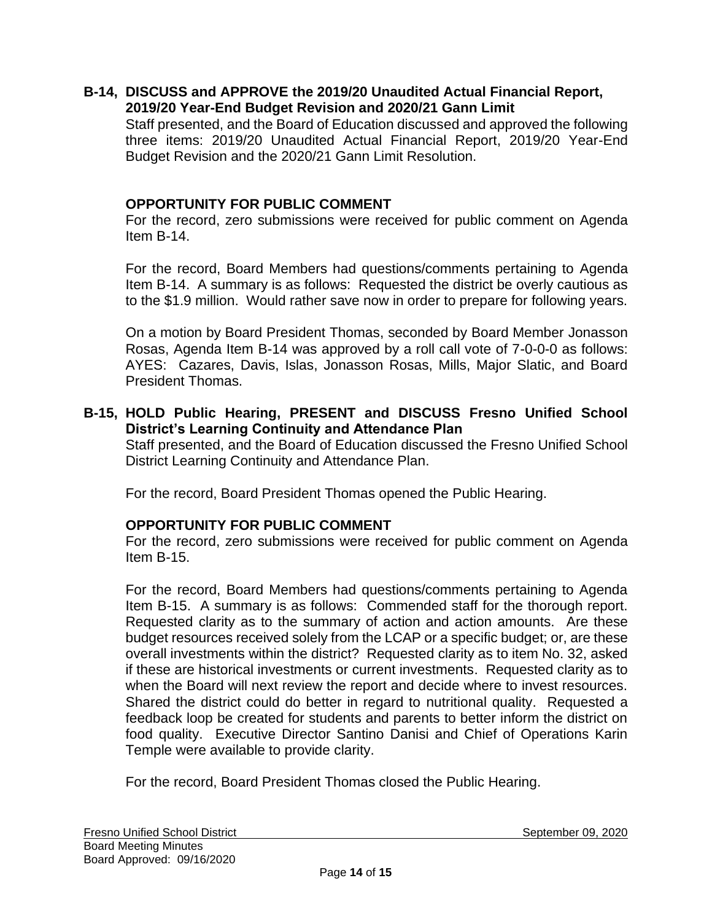**B-14, DISCUSS and APPROVE the 2019/20 Unaudited Actual Financial Report, 2019/20 Year-End Budget Revision and 2020/21 Gann Limit**

Staff presented, and the Board of Education discussed and approved the following three items: 2019/20 Unaudited Actual Financial Report, 2019/20 Year-End Budget Revision and the 2020/21 Gann Limit Resolution.

**OPPORTUNITY FOR PUBLIC COMMENT**

For the record, zero submissions were received for public comment on Agenda Item B-14.

For the record, Board Members had questions/comments pertaining to Agenda Item B-14. A summary is as follows: Requested the district be overly cautious as to the $1.9 million. Would rather save now in order to prepare for following years.

On a motion by Board President Thomas, seconded by Board Member Jonasson Rosas, Agenda Item B-14 was approved by a roll call vote of 7-0-0-0 as follows: AYES: Cazares, Davis, Islas, Jonasson Rosas, Mills, Major Slatic, and Board President Thomas.

**B-15, HOLD Public Hearing, PRESENT and DISCUSS Fresno Unified School District's Learning Continuity and Attendance Plan**

Staff presented, and the Board of Education discussed the Fresno Unified School District Learning Continuity and Attendance Plan.

For the record, Board President Thomas opened the Public Hearing.

**OPPORTUNITY FOR PUBLIC COMMENT**

For the record, zero submissions were received for public comment on Agenda Item B-15.

For the record, Board Members had questions/comments pertaining to Agenda Item B-15. A summary is as follows: Commended staff for the thorough report. Requested clarity as to the summary of action and action amounts. Are these budget resources received solely from the LCAP or a specific budget; or, are these overall investments within the district? Requested clarity as to item No. 32, asked if these are historical investments or current investments. Requested clarity as to when the Board will next review the report and decide where to invest resources. Shared the district could do better in regard to nutritional quality. Requested a feedback loop be created for students and parents to better inform the district on food quality. Executive Director Santino Danisi and Chief of Operations Karin Temple were available to provide clarity.

For the record, Board President Thomas closed the Public Hearing.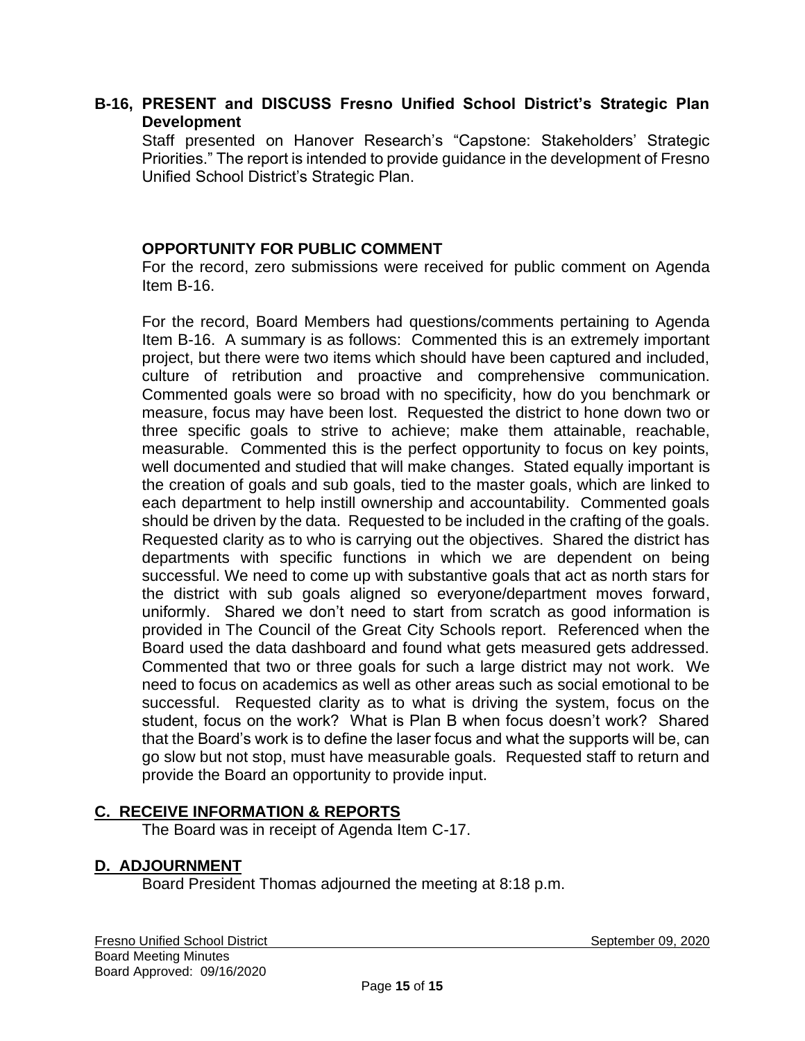**B-16, PRESENT and DISCUSS Fresno Unified School District's Strategic Plan Development**

Staff presented on Hanover Research's "Capstone: Stakeholders' Strategic Priorities." The report is intended to provide guidance in the development of Fresno Unified School District's Strategic Plan.

**OPPORTUNITY FOR PUBLIC COMMENT**

For the record, zero submissions were received for public comment on Agenda Item B-16.

For the record, Board Members had questions/comments pertaining to Agenda Item B-16. A summary is as follows: Commented this is an extremely important project, but there were two items which should have been captured and included, culture of retribution and proactive and comprehensive communication. Commented goals were so broad with no specificity, how do you benchmark or measure, focus may have been lost. Requested the district to hone down two or three specific goals to strive to achieve; make them attainable, reachable, measurable. Commented this is the perfect opportunity to focus on key points, well documented and studied that will make changes. Stated equally important is the creation of goals and sub goals, tied to the master goals, which are linked to each department to help instill ownership and accountability. Commented goals should be driven by the data. Requested to be included in the crafting of the goals. Requested clarity as to who is carrying out the objectives. Shared the district has departments with specific functions in which we are dependent on being successful. We need to come up with substantive goals that act as north stars for the district with sub goals aligned so everyone/department moves forward, uniformly. Shared we don't need to start from scratch as good information is provided in The Council of the Great City Schools report. Referenced when the Board used the data dashboard and found what gets measured gets addressed. Commented that two or three goals for such a large district may not work. We need to focus on academics as well as other areas such as social emotional to be successful. Requested clarity as to what is driving the system, focus on the student, focus on the work? What is Plan B when focus doesn't work? Shared that the Board's work is to define the laser focus and what the supports will be, can go slow but not stop, must have measurable goals. Requested staff to return and provide the Board an opportunity to provide input.

## C. RECEIVE INFORMATION & REPORTS

The Board was in receipt of Agenda Item C-17.

## D. ADJOURNMENT

Board President Thomas adjourned the meeting at 8:18 p.m.